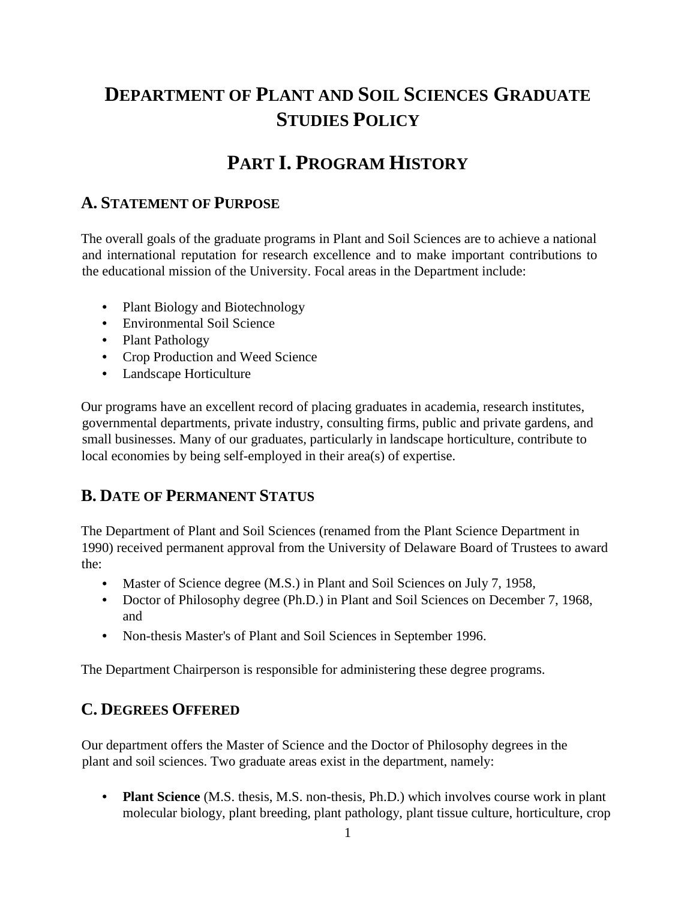# Department of Plant and Soil Sciences Graduate Studies Policy

# Part I. Program History

## A. Statement of Purpose

The overall goals of the graduate programs in Plant and Soil Sciences are to achieve a national and international reputation for research excellence and to make important contributions to the educational mission of the University. Focal areas in the Department include:

- Plant Biology and Biotechnology
- Environmental Soil Science
- Plant Pathology
- Crop Production and Weed Science
- Landscape Horticulture

Our programs have an excellent record of placing graduates in academia, research institutes, governmental departments, private industry, consulting firms, public and private gardens, and small businesses. Many of our graduates, particularly in landscape horticulture, contribute to local economies by being self-employed in their area(s) of expertise.

## B. Date of Permanent Status

The Department of Plant and Soil Sciences (renamed from the Plant Science Department in 1990) received permanent approval from the University of Delaware Board of Trustees to award the:

- Master of Science degree (M.S.) in Plant and Soil Sciences on July 7, 1958,
- Doctor of Philosophy degree (Ph.D.) in Plant and Soil Sciences on December 7, 1968, and
- Non-thesis Master's of Plant and Soil Sciences in September 1996.

The Department Chairperson is responsible for administering these degree programs.

## C. Degrees Offered

Our department offers the Master of Science and the Doctor of Philosophy degrees in the plant and soil sciences. Two graduate areas exist in the department, namely:

- **Plant Science** (M.S. thesis, M.S. non-thesis, Ph.D.) which involves course work in plant molecular biology, plant breeding, plant pathology, plant tissue culture, horticulture, crop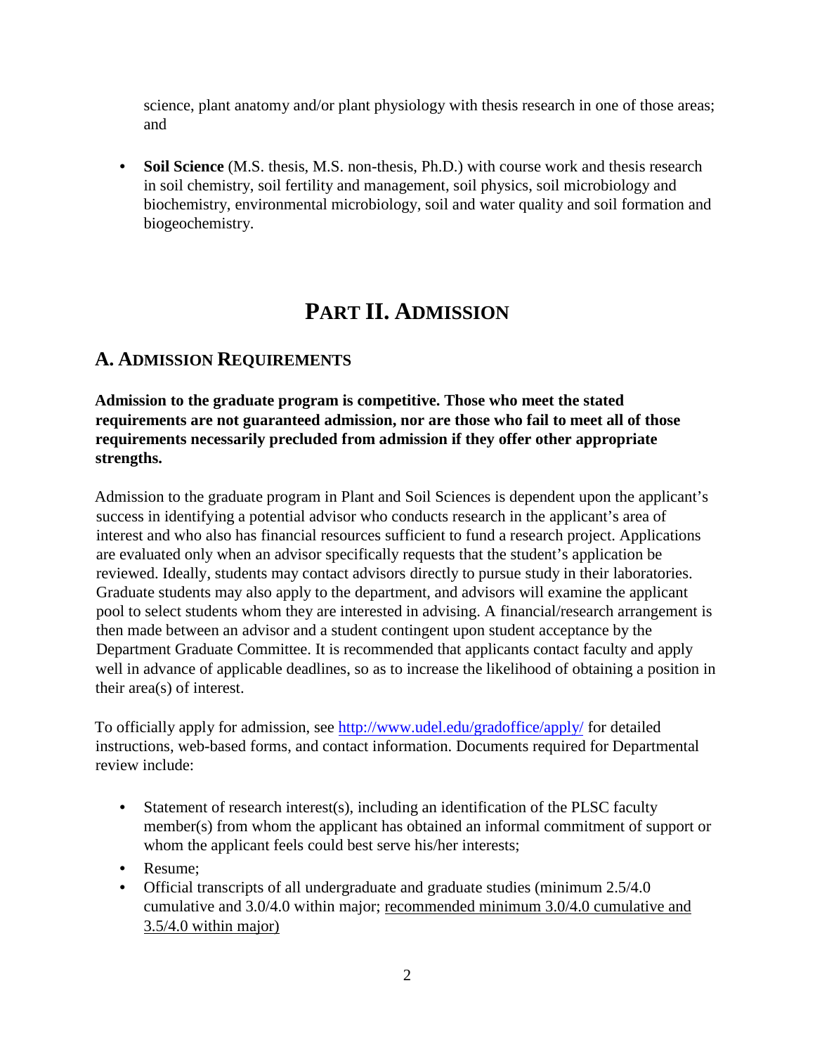science, plant anatomy and/or plant physiology with thesis research in one of those areas; and

- **Soil Science** (M.S. thesis, M.S. non-thesis, Ph.D.) with course work and thesis research in soil chemistry, soil fertility and management, soil physics, soil microbiology and biochemistry, environmental microbiology, soil and water quality and soil formation and biogeochemistry.

# PART II. ADMISSION

## A. ADMISSION REQUIREMENTS

**Admission to the graduate program is competitive. Those who meet the stated requirements are not guaranteed admission, nor are those who fail to meet all of those requirements necessarily precluded from admission if they offer other appropriate strengths.**

Admission to the graduate program in Plant and Soil Sciences is dependent upon the applicant's success in identifying a potential advisor who conducts research in the applicant's area of interest and who also has financial resources sufficient to fund a research project. Applications are evaluated only when an advisor specifically requests that the student's application be reviewed. Ideally, students may contact advisors directly to pursue study in their laboratories. Graduate students may also apply to the department, and advisors will examine the applicant pool to select students whom they are interested in advising. A financial/research arrangement is then made between an advisor and a student contingent upon student acceptance by the Department Graduate Committee. It is recommended that applicants contact faculty and apply well in advance of applicable deadlines, so as to increase the likelihood of obtaining a position in their area(s) of interest.

To officially apply for admission, see http://www.udel.edu/gradoffice/apply/ for detailed instructions, web-based forms, and contact information. Documents required for Departmental review include:

- Statement of research interest(s), including an identification of the PLSC faculty member(s) from whom the applicant has obtained an informal commitment of support or whom the applicant feels could best serve his/her interests;
- Resume;
- Official transcripts of all undergraduate and graduate studies (minimum 2.5/4.0 cumulative and 3.0/4.0 within major; <u>recommended minimum 3.0/4.0 cumulative and 3.5/4.0 within major)</u>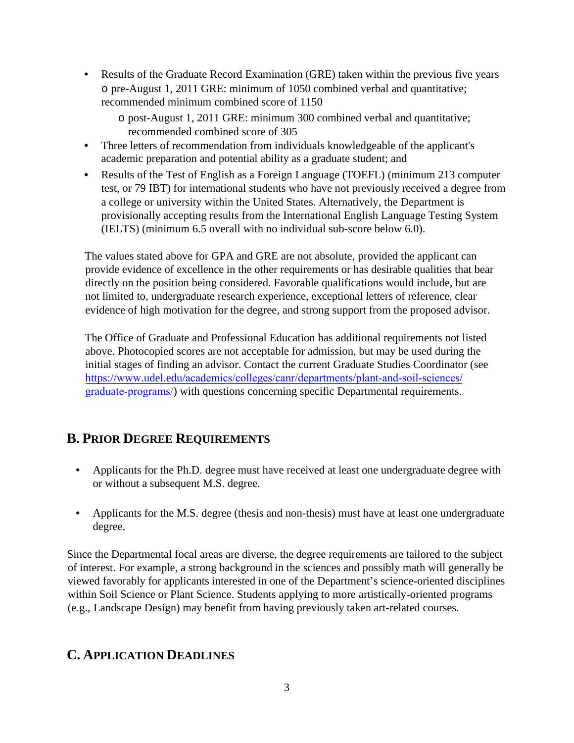- Results of the Graduate Record Examination (GRE) taken within the previous five years
  - pre-August 1, 2011 GRE: minimum of 1050 combined verbal and quantitative; recommended minimum combined score of 1150
  - post-August 1, 2011 GRE: minimum 300 combined verbal and quantitative; recommended combined score of 305
- Three letters of recommendation from individuals knowledgeable of the applicant's academic preparation and potential ability as a graduate student; and
- Results of the Test of English as a Foreign Language (TOEFL) (minimum 213 computer test, or 79 IBT) for international students who have not previously received a degree from a college or university within the United States. Alternatively, the Department is provisionally accepting results from the International English Language Testing System (IELTS) (minimum 6.5 overall with no individual sub-score below 6.0).

The values stated above for GPA and GRE are not absolute, provided the applicant can provide evidence of excellence in the other requirements or has desirable qualities that bear directly on the position being considered. Favorable qualifications would include, but are not limited to, undergraduate research experience, exceptional letters of reference, clear evidence of high motivation for the degree, and strong support from the proposed advisor.

The Office of Graduate and Professional Education has additional requirements not listed above. Photocopied scores are not acceptable for admission, but may be used during the initial stages of finding an advisor. Contact the current Graduate Studies Coordinator (see https://www.udel.edu/academics/colleges/canr/departments/plant-and-soil-sciences/graduate-programs/) with questions concerning specific Departmental requirements.

## B. Prior Degree Requirements

- Applicants for the Ph.D. degree must have received at least one undergraduate degree with or without a subsequent M.S. degree.
- Applicants for the M.S. degree (thesis and non-thesis) must have at least one undergraduate degree.

Since the Departmental focal areas are diverse, the degree requirements are tailored to the subject of interest. For example, a strong background in the sciences and possibly math will generally be viewed favorably for applicants interested in one of the Department's science-oriented disciplines within Soil Science or Plant Science. Students applying to more artistically-oriented programs (e.g., Landscape Design) may benefit from having previously taken art-related courses.

## C. Application Deadlines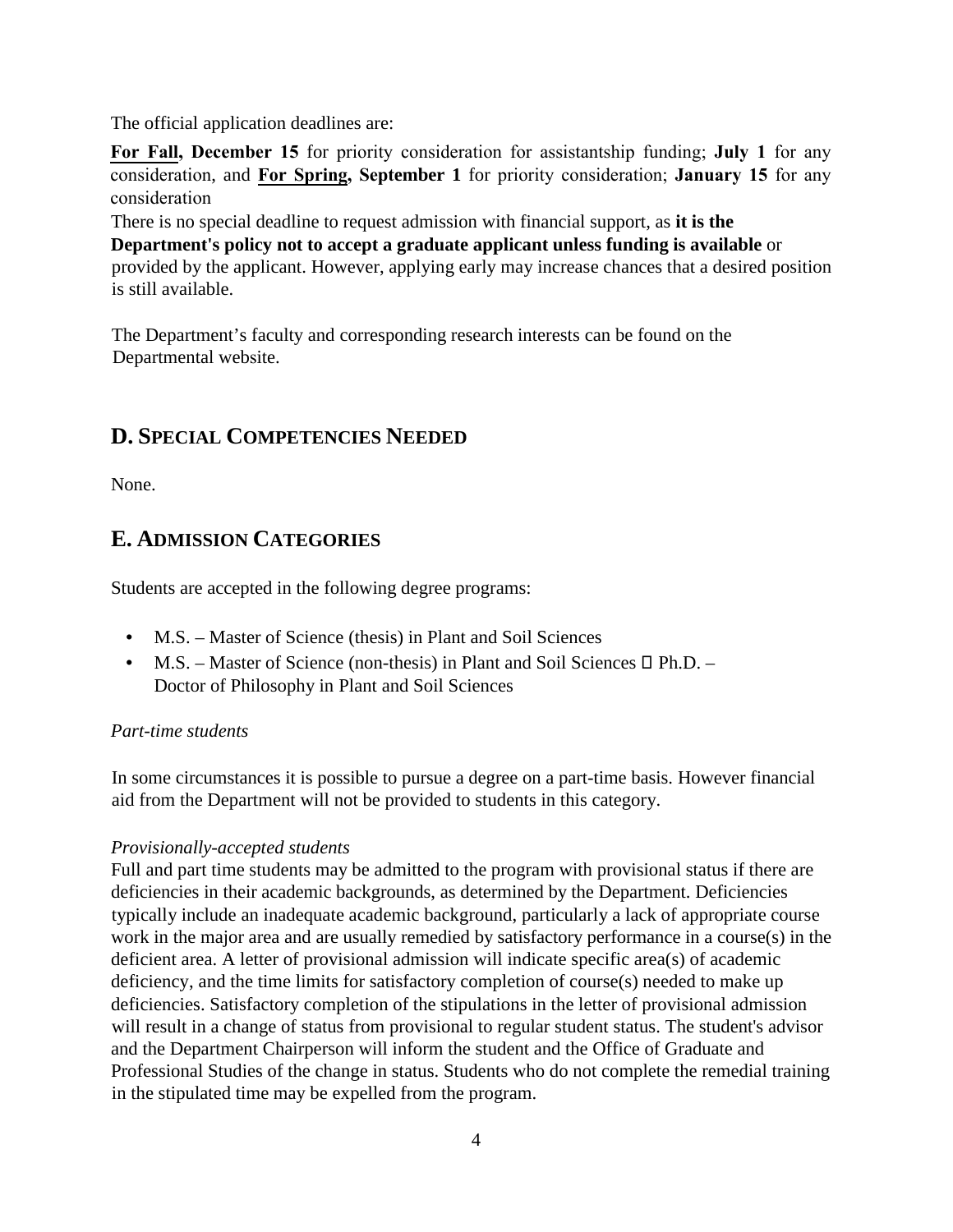The official application deadlines are:

**For Fall, December 15** for priority consideration for assistantship funding; **July 1** for any consideration, and **For Spring, September 1** for priority consideration; **January 15** for any consideration

There is no special deadline to request admission with financial support, as **it is the Department's policy not to accept a graduate applicant unless funding is available** or provided by the applicant. However, applying early may increase chances that a desired position is still available.

The Department's faculty and corresponding research interests can be found on the Departmental website.

## D. SPECIAL COMPETENCIES NEEDED

None.

## E. ADMISSION CATEGORIES

Students are accepted in the following degree programs:

- M.S. – Master of Science (thesis) in Plant and Soil Sciences
- M.S. – Master of Science (non-thesis) in Plant and Soil Sciences
- Ph.D. – Doctor of Philosophy in Plant and Soil Sciences

*Part-time students*

In some circumstances it is possible to pursue a degree on a part-time basis. However financial aid from the Department will not be provided to students in this category.

*Provisionally-accepted students*

Full and part time students may be admitted to the program with provisional status if there are deficiencies in their academic backgrounds, as determined by the Department. Deficiencies typically include an inadequate academic background, particularly a lack of appropriate course work in the major area and are usually remedied by satisfactory performance in a course(s) in the deficient area. A letter of provisional admission will indicate specific area(s) of academic deficiency, and the time limits for satisfactory completion of course(s) needed to make up deficiencies. Satisfactory completion of the stipulations in the letter of provisional admission will result in a change of status from provisional to regular student status. The student's advisor and the Department Chairperson will inform the student and the Office of Graduate and Professional Studies of the change in status. Students who do not complete the remedial training in the stipulated time may be expelled from the program.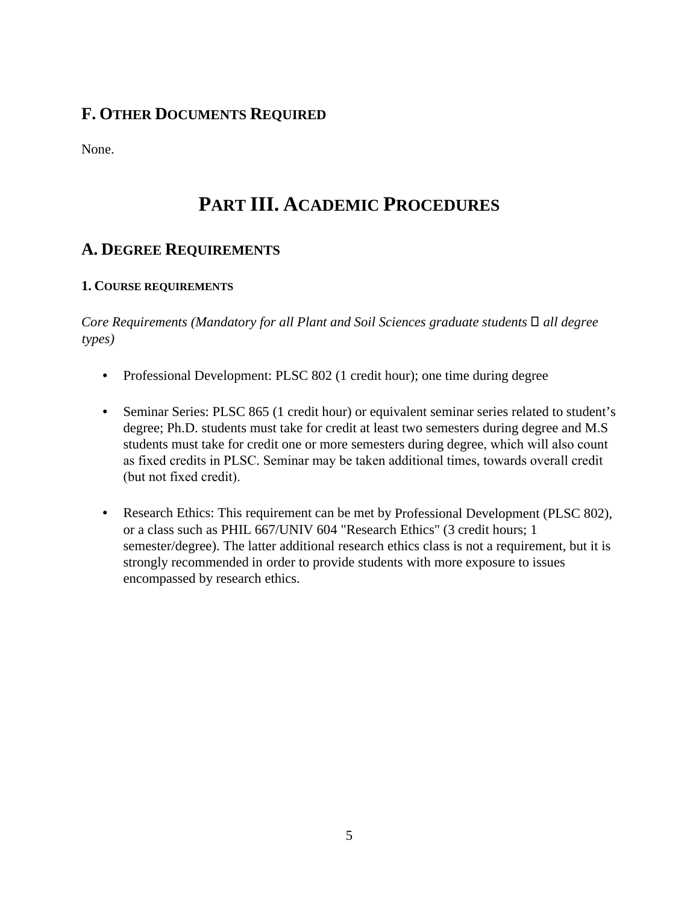## F. Other Documents Required

None.

# Part III. Academic Procedures

## A. Degree Requirements

### 1. Course requirements

*Core Requirements (Mandatory for all Plant and Soil Sciences graduate students  all degree types)*

- Professional Development: PLSC 802 (1 credit hour); one time during degree

- Seminar Series: PLSC 865 (1 credit hour) or equivalent seminar series related to student's degree; Ph.D. students must take for credit at least two semesters during degree and M.S students must take for credit one or more semesters during degree, which will also count as fixed credits in PLSC. Seminar may be taken additional times, towards overall credit (but not fixed credit).

- Research Ethics: This requirement can be met by Professional Development (PLSC 802), or a class such as PHIL 667/UNIV 604 "Research Ethics" (3 credit hours; 1 semester/degree). The latter additional research ethics class is not a requirement, but it is strongly recommended in order to provide students with more exposure to issues encompassed by research ethics.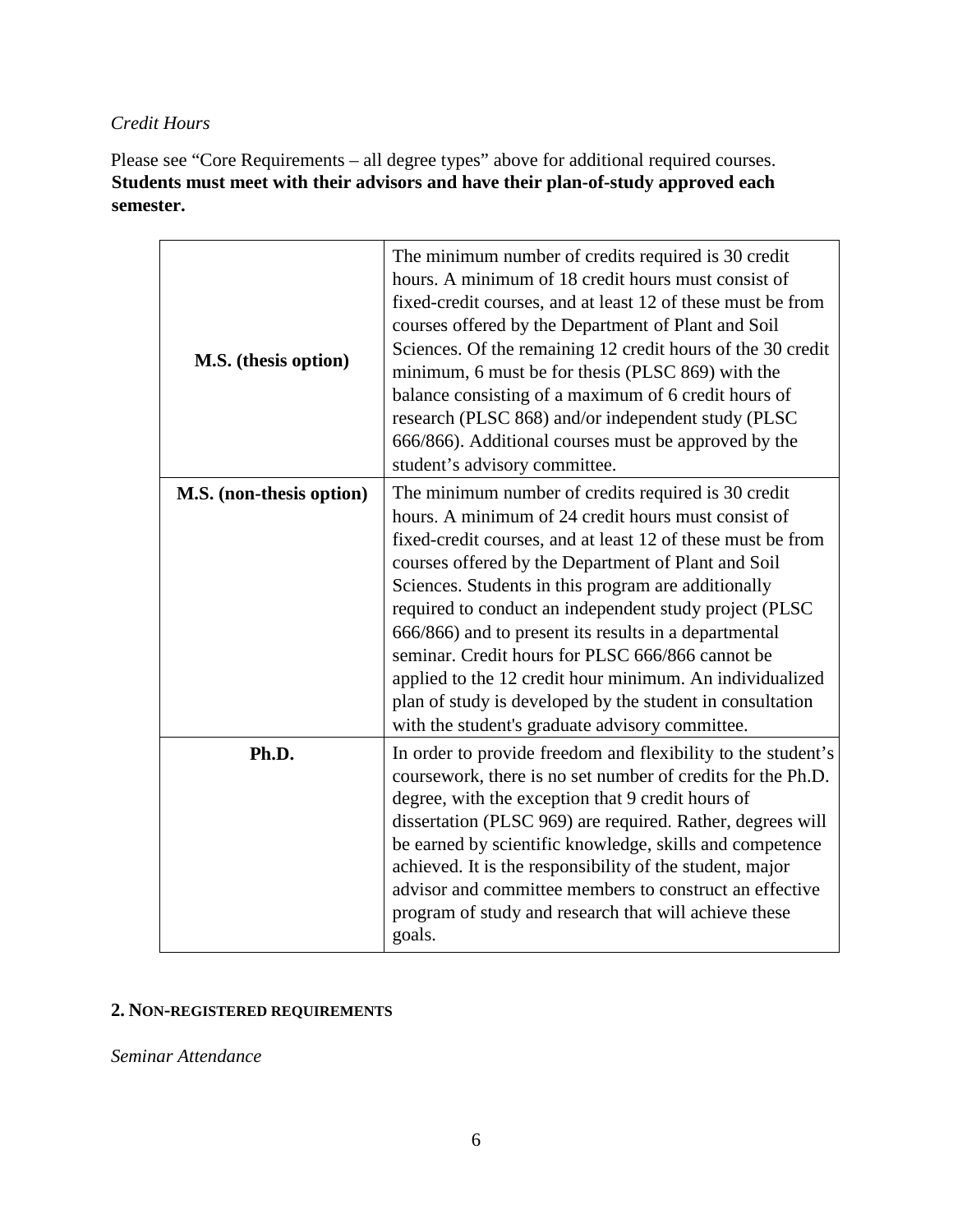*Credit Hours*

Please see “Core Requirements – all degree types” above for additional required courses. **Students must meet with their advisors and have their plan-of-study approved each semester.**

| | |
|---|---|
| **M.S. (thesis option)** | The minimum number of credits required is 30 credit hours. A minimum of 18 credit hours must consist of fixed-credit courses, and at least 12 of these must be from courses offered by the Department of Plant and Soil Sciences. Of the remaining 12 credit hours of the 30 credit minimum, 6 must be for thesis (PLSC 869) with the balance consisting of a maximum of 6 credit hours of research (PLSC 868) and/or independent study (PLSC 666/866). Additional courses must be approved by the student’s advisory committee. |
| **M.S. (non-thesis option)** | The minimum number of credits required is 30 credit hours. A minimum of 24 credit hours must consist of fixed-credit courses, and at least 12 of these must be from courses offered by the Department of Plant and Soil Sciences. Students in this program are additionally required to conduct an independent study project (PLSC 666/866) and to present its results in a departmental seminar. Credit hours for PLSC 666/866 cannot be applied to the 12 credit hour minimum. An individualized plan of study is developed by the student in consultation with the student's graduate advisory committee. |
| **Ph.D.** | In order to provide freedom and flexibility to the student’s coursework, there is no set number of credits for the Ph.D. degree, with the exception that 9 credit hours of dissertation (PLSC 969) are required. Rather, degrees will be earned by scientific knowledge, skills and competence achieved. It is the responsibility of the student, major advisor and committee members to construct an effective program of study and research that will achieve these goals. |

## 2. NON-REGISTERED REQUIREMENTS

*Seminar Attendance*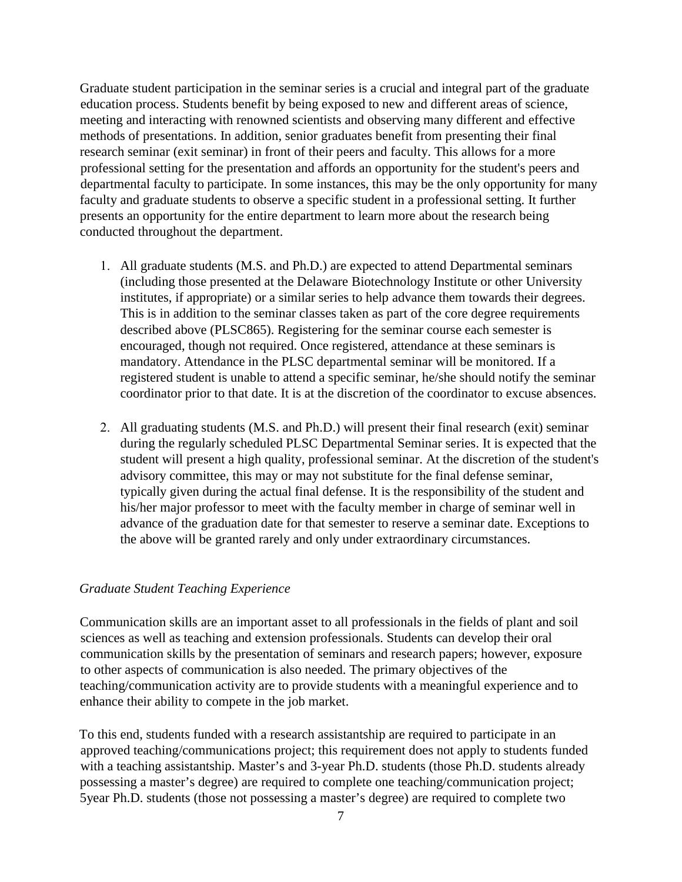Graduate student participation in the seminar series is a crucial and integral part of the graduate education process. Students benefit by being exposed to new and different areas of science, meeting and interacting with renowned scientists and observing many different and effective methods of presentations. In addition, senior graduates benefit from presenting their final research seminar (exit seminar) in front of their peers and faculty. This allows for a more professional setting for the presentation and affords an opportunity for the student's peers and departmental faculty to participate. In some instances, this may be the only opportunity for many faculty and graduate students to observe a specific student in a professional setting. It further presents an opportunity for the entire department to learn more about the research being conducted throughout the department.

1. All graduate students (M.S. and Ph.D.) are expected to attend Departmental seminars (including those presented at the Delaware Biotechnology Institute or other University institutes, if appropriate) or a similar series to help advance them towards their degrees. This is in addition to the seminar classes taken as part of the core degree requirements described above (PLSC865). Registering for the seminar course each semester is encouraged, though not required. Once registered, attendance at these seminars is mandatory. Attendance in the PLSC departmental seminar will be monitored. If a registered student is unable to attend a specific seminar, he/she should notify the seminar coordinator prior to that date. It is at the discretion of the coordinator to excuse absences.

2. All graduating students (M.S. and Ph.D.) will present their final research (exit) seminar during the regularly scheduled PLSC Departmental Seminar series. It is expected that the student will present a high quality, professional seminar. At the discretion of the student's advisory committee, this may or may not substitute for the final defense seminar, typically given during the actual final defense. It is the responsibility of the student and his/her major professor to meet with the faculty member in charge of seminar well in advance of the graduation date for that semester to reserve a seminar date. Exceptions to the above will be granted rarely and only under extraordinary circumstances.

*Graduate Student Teaching Experience*

Communication skills are an important asset to all professionals in the fields of plant and soil sciences as well as teaching and extension professionals. Students can develop their oral communication skills by the presentation of seminars and research papers; however, exposure to other aspects of communication is also needed. The primary objectives of the teaching/communication activity are to provide students with a meaningful experience and to enhance their ability to compete in the job market.

To this end, students funded with a research assistantship are required to participate in an approved teaching/communications project; this requirement does not apply to students funded with a teaching assistantship. Master's and 3-year Ph.D. students (those Ph.D. students already possessing a master's degree) are required to complete one teaching/communication project; 5year Ph.D. students (those not possessing a master's degree) are required to complete two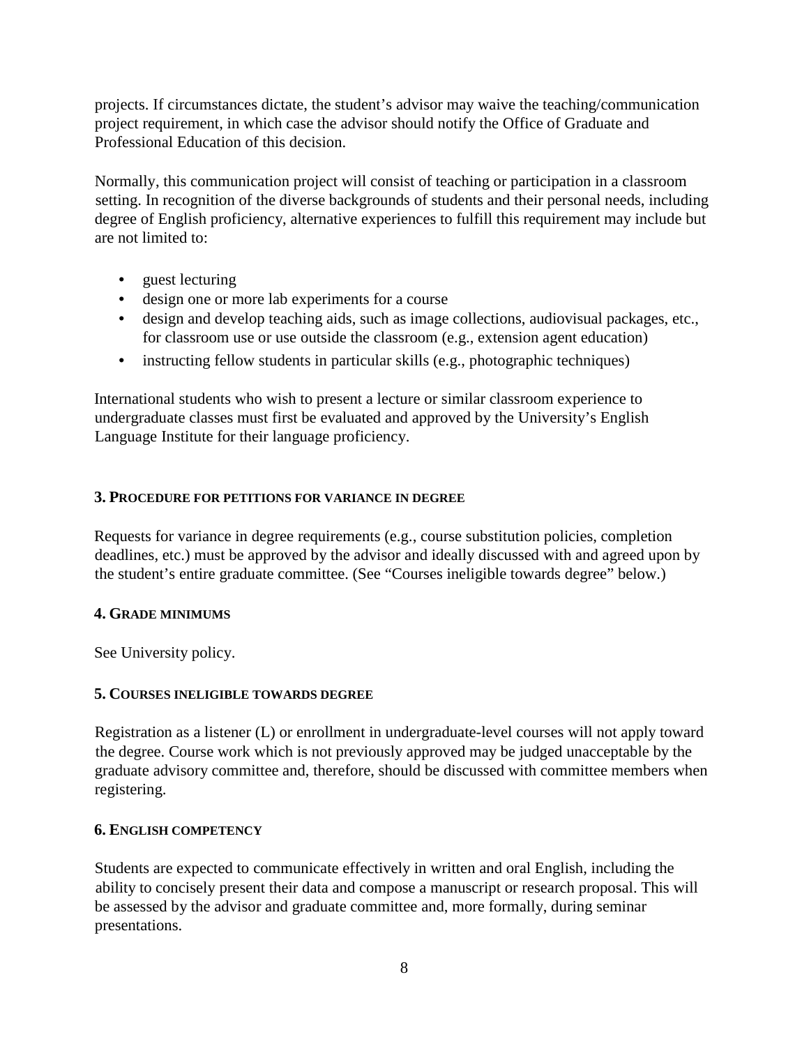projects. If circumstances dictate, the student's advisor may waive the teaching/communication project requirement, in which case the advisor should notify the Office of Graduate and Professional Education of this decision.

Normally, this communication project will consist of teaching or participation in a classroom setting. In recognition of the diverse backgrounds of students and their personal needs, including degree of English proficiency, alternative experiences to fulfill this requirement may include but are not limited to:

- guest lecturing
- design one or more lab experiments for a course
- design and develop teaching aids, such as image collections, audiovisual packages, etc., for classroom use or use outside the classroom (e.g., extension agent education)
- instructing fellow students in particular skills (e.g., photographic techniques)

International students who wish to present a lecture or similar classroom experience to undergraduate classes must first be evaluated and approved by the University's English Language Institute for their language proficiency.

### 3. Procedure for petitions for variance in degree

Requests for variance in degree requirements (e.g., course substitution policies, completion deadlines, etc.) must be approved by the advisor and ideally discussed with and agreed upon by the student's entire graduate committee. (See "Courses ineligible towards degree" below.)

### 4. Grade minimums

See University policy.

### 5. Courses ineligible towards degree

Registration as a listener (L) or enrollment in undergraduate-level courses will not apply toward the degree. Course work which is not previously approved may be judged unacceptable by the graduate advisory committee and, therefore, should be discussed with committee members when registering.

### 6. English competency

Students are expected to communicate effectively in written and oral English, including the ability to concisely present their data and compose a manuscript or research proposal. This will be assessed by the advisor and graduate committee and, more formally, during seminar presentations.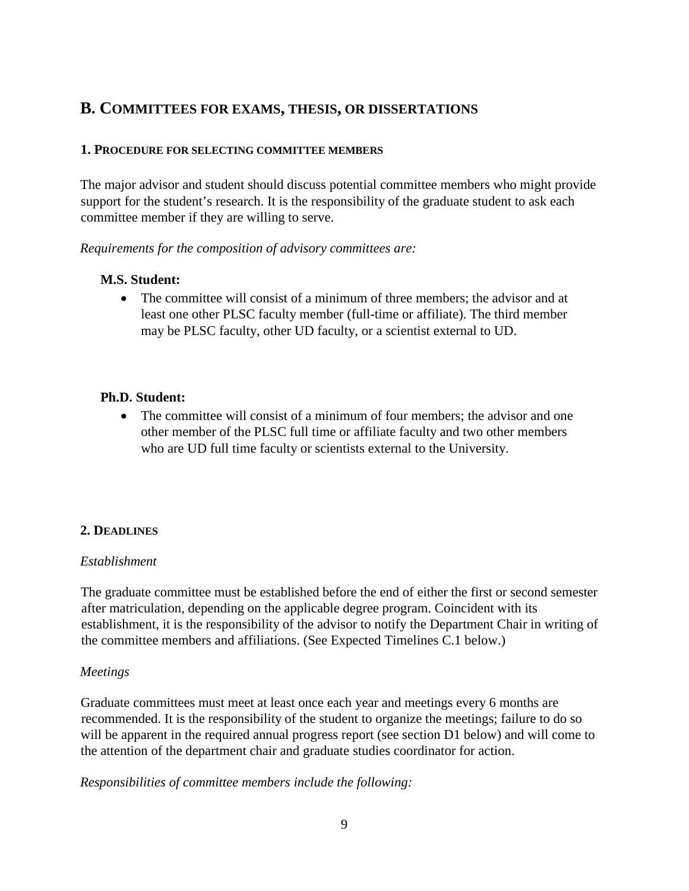## B. COMMITTEES FOR EXAMS, THESIS, OR DISSERTATIONS

### 1. PROCEDURE FOR SELECTING COMMITTEE MEMBERS

The major advisor and student should discuss potential committee members who might provide support for the student's research. It is the responsibility of the graduate student to ask each committee member if they are willing to serve.

*Requirements for the composition of advisory committees are:*

**M.S. Student:**

- The committee will consist of a minimum of three members; the advisor and at least one other PLSC faculty member (full-time or affiliate). The third member may be PLSC faculty, other UD faculty, or a scientist external to UD.

**Ph.D. Student:**

- The committee will consist of a minimum of four members; the advisor and one other member of the PLSC full time or affiliate faculty and two other members who are UD full time faculty or scientists external to the University.

### 2. DEADLINES

*Establishment*

The graduate committee must be established before the end of either the first or second semester after matriculation, depending on the applicable degree program. Coincident with its establishment, it is the responsibility of the advisor to notify the Department Chair in writing of the committee members and affiliations. (See Expected Timelines C.1 below.)

*Meetings*

Graduate committees must meet at least once each year and meetings every 6 months are recommended. It is the responsibility of the student to organize the meetings; failure to do so will be apparent in the required annual progress report (see section D1 below) and will come to the attention of the department chair and graduate studies coordinator for action.

*Responsibilities of committee members include the following:*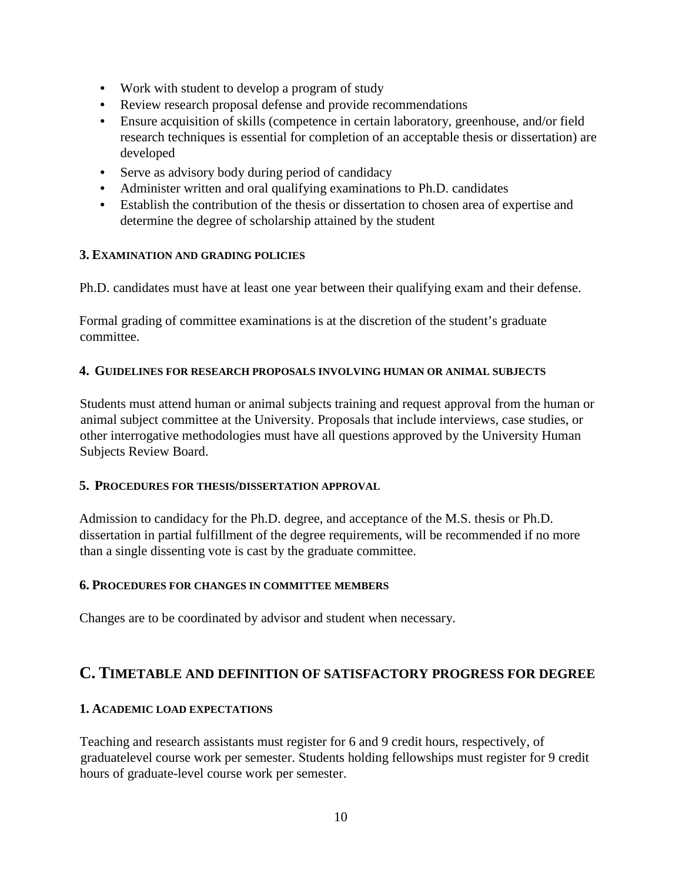- Work with student to develop a program of study
- Review research proposal defense and provide recommendations
- Ensure acquisition of skills (competence in certain laboratory, greenhouse, and/or field research techniques is essential for completion of an acceptable thesis or dissertation) are developed
- Serve as advisory body during period of candidacy
- Administer written and oral qualifying examinations to Ph.D. candidates
- Establish the contribution of the thesis or dissertation to chosen area of expertise and determine the degree of scholarship attained by the student

### 3. EXAMINATION AND GRADING POLICIES

Ph.D. candidates must have at least one year between their qualifying exam and their defense.

Formal grading of committee examinations is at the discretion of the student's graduate committee.

### 4. GUIDELINES FOR RESEARCH PROPOSALS INVOLVING HUMAN OR ANIMAL SUBJECTS

Students must attend human or animal subjects training and request approval from the human or animal subject committee at the University. Proposals that include interviews, case studies, or other interrogative methodologies must have all questions approved by the University Human Subjects Review Board.

### 5. PROCEDURES FOR THESIS/DISSERTATION APPROVAL

Admission to candidacy for the Ph.D. degree, and acceptance of the M.S. thesis or Ph.D. dissertation in partial fulfillment of the degree requirements, will be recommended if no more than a single dissenting vote is cast by the graduate committee.

### 6. PROCEDURES FOR CHANGES IN COMMITTEE MEMBERS

Changes are to be coordinated by advisor and student when necessary.

## C. TIMETABLE AND DEFINITION OF SATISFACTORY PROGRESS FOR DEGREE

### 1. ACADEMIC LOAD EXPECTATIONS

Teaching and research assistants must register for 6 and 9 credit hours, respectively, of graduatelevel course work per semester. Students holding fellowships must register for 9 credit hours of graduate-level course work per semester.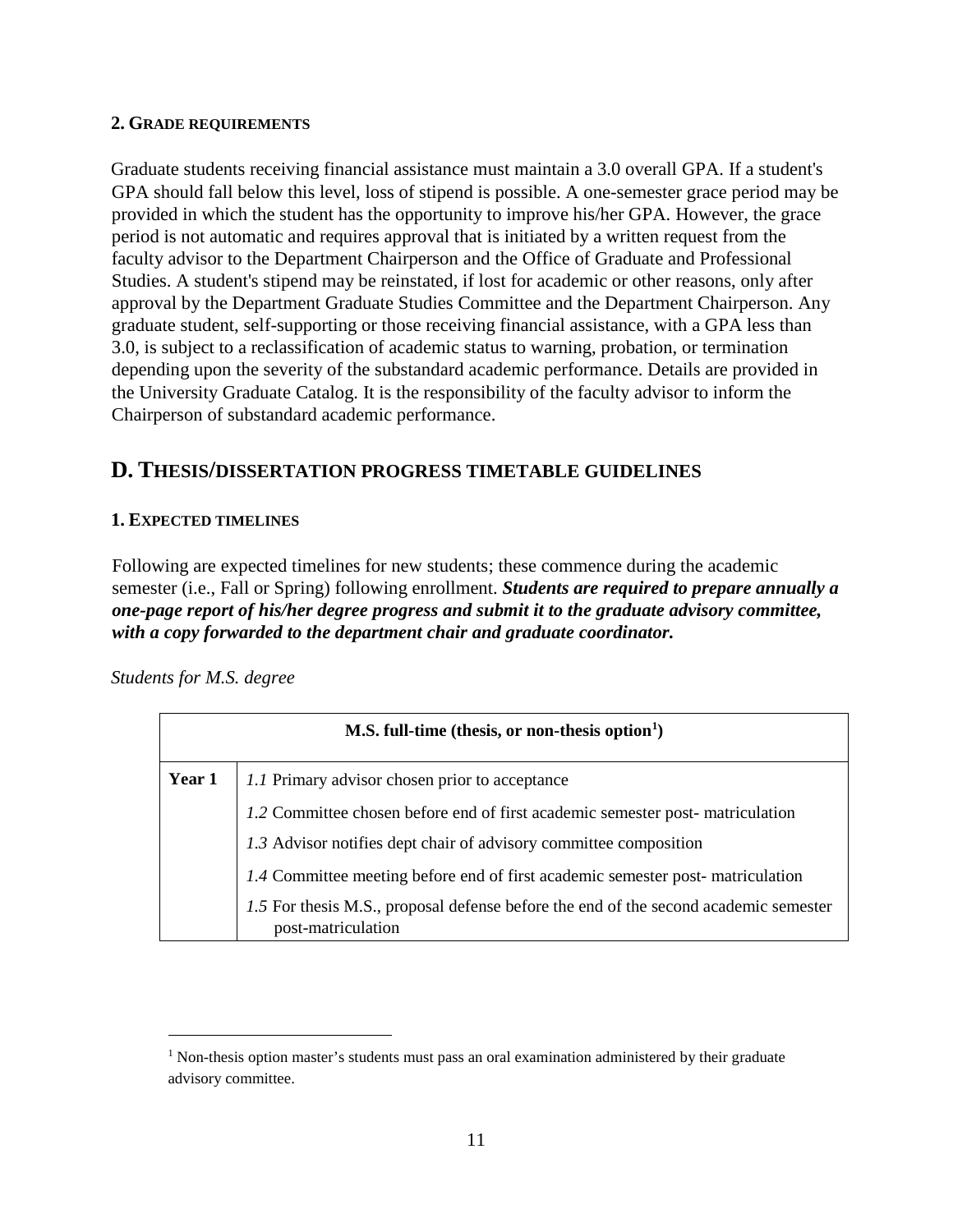### 2. Grade requirements

Graduate students receiving financial assistance must maintain a 3.0 overall GPA. If a student's GPA should fall below this level, loss of stipend is possible. A one-semester grace period may be provided in which the student has the opportunity to improve his/her GPA. However, the grace period is not automatic and requires approval that is initiated by a written request from the faculty advisor to the Department Chairperson and the Office of Graduate and Professional Studies. A student's stipend may be reinstated, if lost for academic or other reasons, only after approval by the Department Graduate Studies Committee and the Department Chairperson. Any graduate student, self-supporting or those receiving financial assistance, with a GPA less than 3.0, is subject to a reclassification of academic status to warning, probation, or termination depending upon the severity of the substandard academic performance. Details are provided in the University Graduate Catalog. It is the responsibility of the faculty advisor to inform the Chairperson of substandard academic performance.

## D. Thesis/dissertation progress timetable guidelines

### 1. Expected timelines

Following are expected timelines for new students; these commence during the academic semester (i.e., Fall or Spring) following enrollment. ***Students are required to prepare annually a one-page report of his/her degree progress and submit it to the graduate advisory committee, with a copy forwarded to the department chair and graduate coordinator.***

*Students for M.S. degree*

| M.S. full-time (thesis, or non-thesis option[1]) | |
|---|---|
| **Year 1** | *1.1* Primary advisor chosen prior to acceptance<br>*1.2* Committee chosen before end of first academic semester post- matriculation<br>*1.3* Advisor notifies dept chair of advisory committee composition<br>*1.4* Committee meeting before end of first academic semester post- matriculation<br>*1.5* For thesis M.S., proposal defense before the end of the second academic semester post-matriculation |

[1] Non-thesis option master's students must pass an oral examination administered by their graduate advisory committee.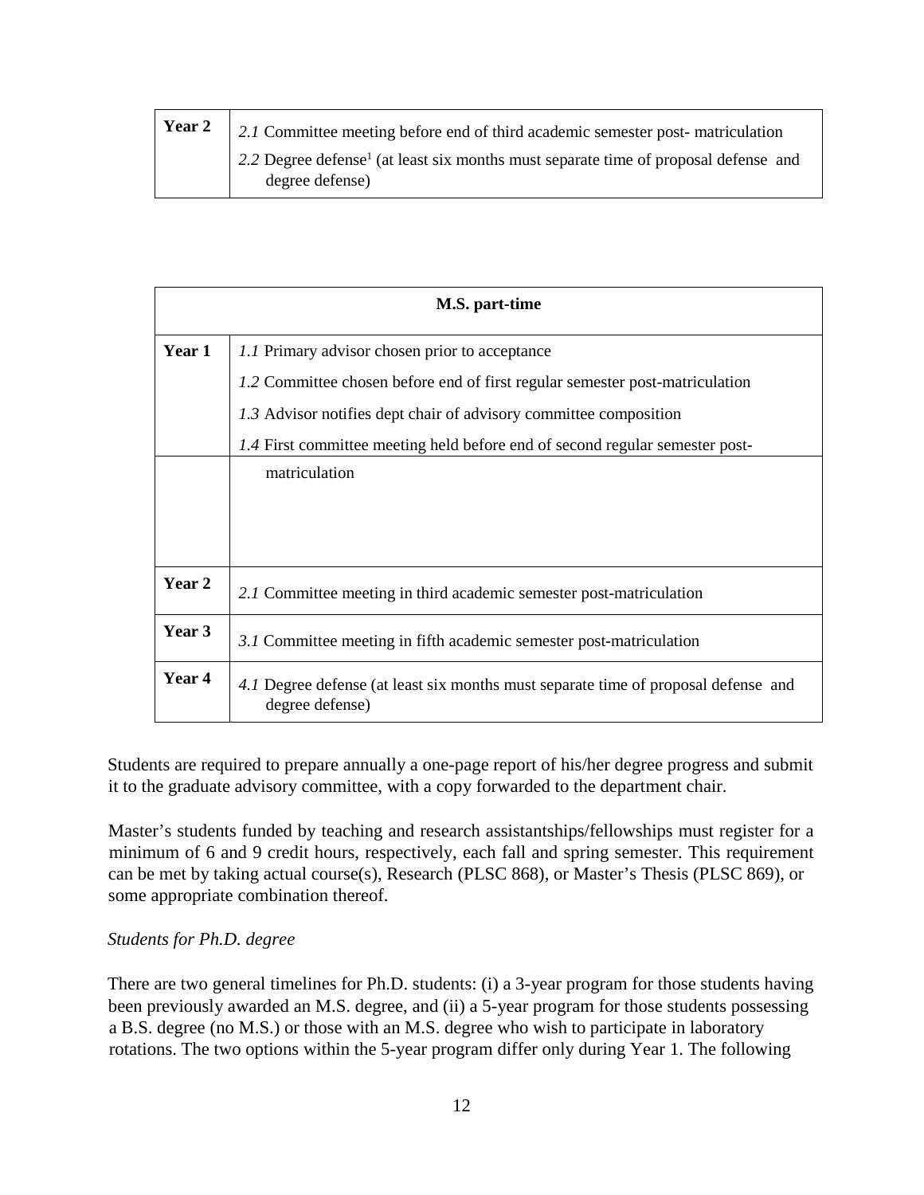| Year 2 | *2.1* Committee meeting before end of third academic semester post- matriculation<br>*2.2* Degree defense[1] (at least six months must separate time of proposal defense and degree defense) |
|---|---|

| M.S. part-time | |
|---|---|
| **Year 1** | *1.1* Primary advisor chosen prior to acceptance<br>*1.2* Committee chosen before end of first regular semester post-matriculation<br>*1.3* Advisor notifies dept chair of advisory committee composition<br>*1.4* First committee meeting held before end of second regular semester post-matriculation |
| **Year 2** | *2.1* Committee meeting in third academic semester post-matriculation |
| **Year 3** | *3.1* Committee meeting in fifth academic semester post-matriculation |
| **Year 4** | *4.1* Degree defense (at least six months must separate time of proposal defense and degree defense) |

Students are required to prepare annually a one-page report of his/her degree progress and submit it to the graduate advisory committee, with a copy forwarded to the department chair.

Master's students funded by teaching and research assistantships/fellowships must register for a minimum of 6 and 9 credit hours, respectively, each fall and spring semester. This requirement can be met by taking actual course(s), Research (PLSC 868), or Master's Thesis (PLSC 869), or some appropriate combination thereof.

*Students for Ph.D. degree*

There are two general timelines for Ph.D. students: (i) a 3-year program for those students having been previously awarded an M.S. degree, and (ii) a 5-year program for those students possessing a B.S. degree (no M.S.) or those with an M.S. degree who wish to participate in laboratory rotations. The two options within the 5-year program differ only during Year 1. The following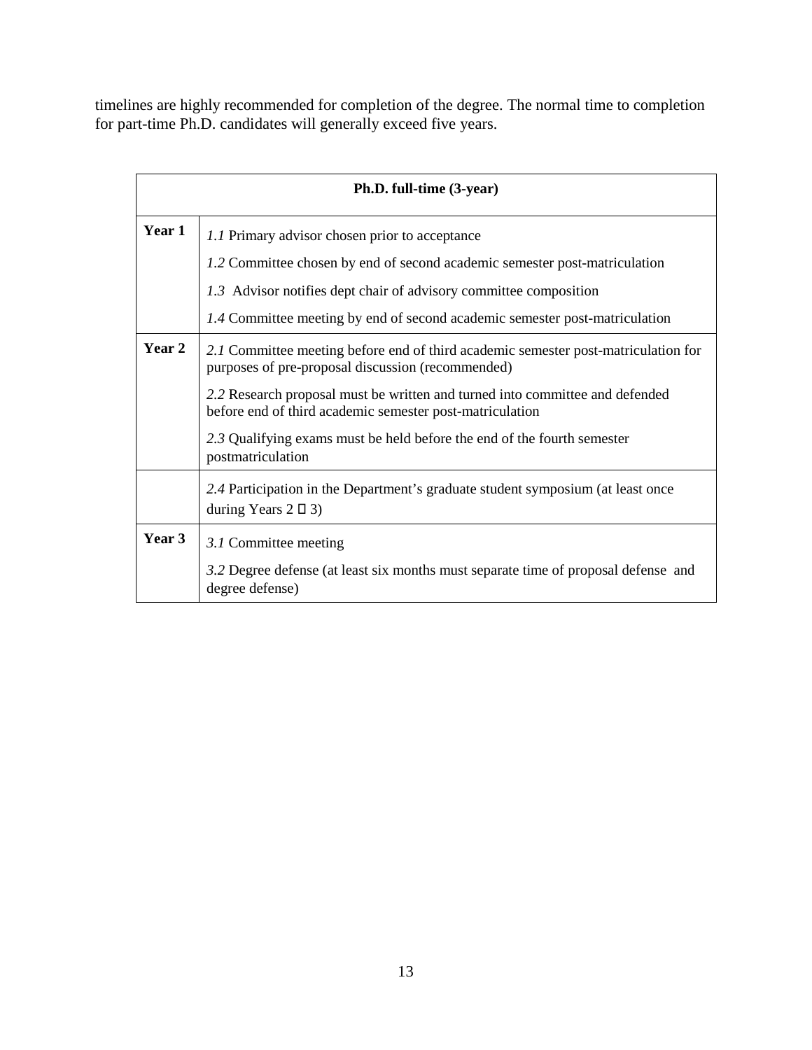timelines are highly recommended for completion of the degree. The normal time to completion for part-time Ph.D. candidates will generally exceed five years.

| **Ph.D. full-time (3-year)** | |
|---|---|
| **Year 1** | *1.1* Primary advisor chosen prior to acceptance<br>*1.2* Committee chosen by end of second academic semester post-matriculation<br>*1.3* Advisor notifies dept chair of advisory committee composition<br>*1.4* Committee meeting by end of second academic semester post-matriculation |
| **Year 2** | *2.1* Committee meeting before end of third academic semester post-matriculation for purposes of pre-proposal discussion (recommended)<br>*2.2* Research proposal must be written and turned into committee and defended before end of third academic semester post-matriculation<br>*2.3* Qualifying exams must be held before the end of the fourth semester postmatriculation |
| | *2.4* Participation in the Department’s graduate student symposium (at least once during Years 2 – 3) |
| **Year 3** | *3.1* Committee meeting<br>*3.2* Degree defense (at least six months must separate time of proposal defense and degree defense) |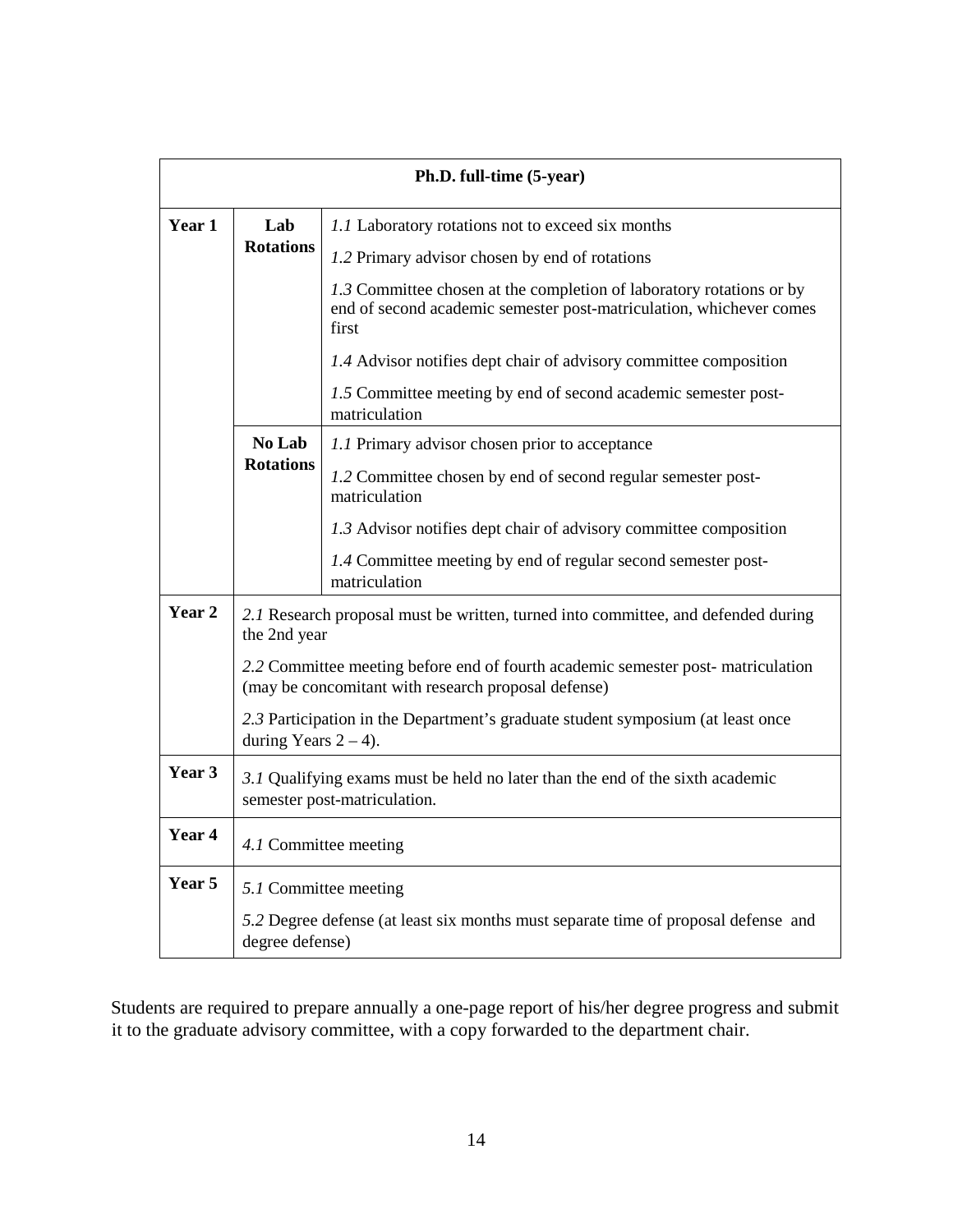| Ph.D. full-time (5-year) | | |
|---|---|---|
| **Year 1** | **Lab Rotations** | *1.1* Laboratory rotations not to exceed six months |
| | | *1.2* Primary advisor chosen by end of rotations |
| | | *1.3* Committee chosen at the completion of laboratory rotations or by end of second academic semester post-matriculation, whichever comes first |
| | | *1.4* Advisor notifies dept chair of advisory committee composition |
| | | *1.5* Committee meeting by end of second academic semester post-matriculation |
| | **No Lab Rotations** | *1.1* Primary advisor chosen prior to acceptance |
| | | *1.2* Committee chosen by end of second regular semester post-matriculation |
| | | *1.3* Advisor notifies dept chair of advisory committee composition |
| | | *1.4* Committee meeting by end of regular second semester post-matriculation |
| **Year 2** | *2.1* Research proposal must be written, turned into committee, and defended during the 2nd year | |
| | *2.2* Committee meeting before end of fourth academic semester post- matriculation (may be concomitant with research proposal defense) | |
| | *2.3* Participation in the Department's graduate student symposium (at least once during Years 2 – 4). | |
| **Year 3** | *3.1* Qualifying exams must be held no later than the end of the sixth academic semester post-matriculation. | |
| **Year 4** | *4.1* Committee meeting | |
| **Year 5** | *5.1* Committee meeting | |
| | *5.2* Degree defense (at least six months must separate time of proposal defense and degree defense) | |

Students are required to prepare annually a one-page report of his/her degree progress and submit it to the graduate advisory committee, with a copy forwarded to the department chair.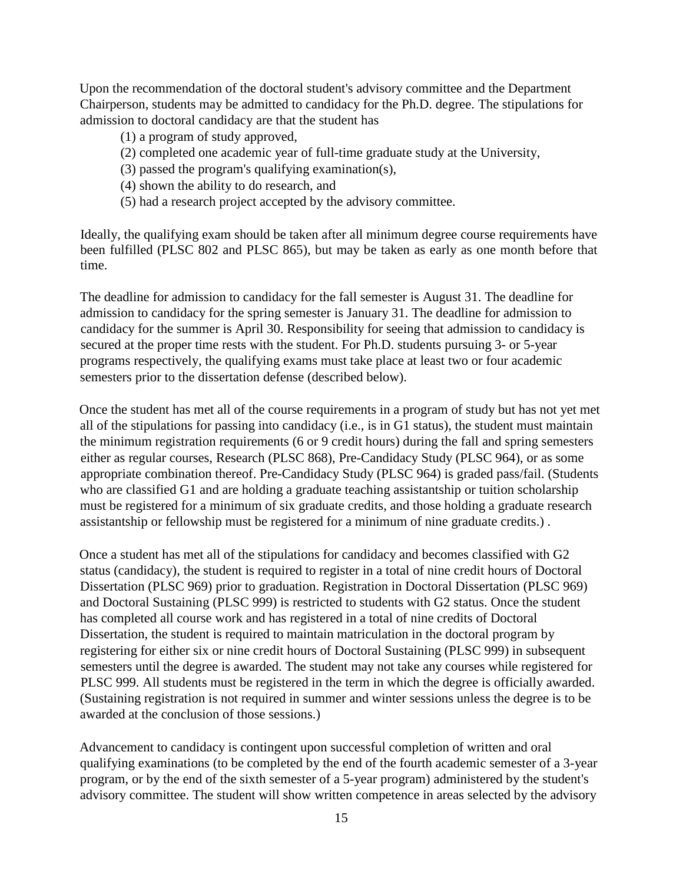Upon the recommendation of the doctoral student's advisory committee and the Department Chairperson, students may be admitted to candidacy for the Ph.D. degree. The stipulations for admission to doctoral candidacy are that the student has

(1) a program of study approved,
(2) completed one academic year of full-time graduate study at the University,
(3) passed the program's qualifying examination(s),
(4) shown the ability to do research, and
(5) had a research project accepted by the advisory committee.

Ideally, the qualifying exam should be taken after all minimum degree course requirements have been fulfilled (PLSC 802 and PLSC 865), but may be taken as early as one month before that time.

The deadline for admission to candidacy for the fall semester is August 31. The deadline for admission to candidacy for the spring semester is January 31. The deadline for admission to candidacy for the summer is April 30. Responsibility for seeing that admission to candidacy is secured at the proper time rests with the student. For Ph.D. students pursuing 3- or 5-year programs respectively, the qualifying exams must take place at least two or four academic semesters prior to the dissertation defense (described below).

Once the student has met all of the course requirements in a program of study but has not yet met all of the stipulations for passing into candidacy (i.e., is in G1 status), the student must maintain the minimum registration requirements (6 or 9 credit hours) during the fall and spring semesters either as regular courses, Research (PLSC 868), Pre-Candidacy Study (PLSC 964), or as some appropriate combination thereof. Pre-Candidacy Study (PLSC 964) is graded pass/fail. (Students who are classified G1 and are holding a graduate teaching assistantship or tuition scholarship must be registered for a minimum of six graduate credits, and those holding a graduate research assistantship or fellowship must be registered for a minimum of nine graduate credits.) .

Once a student has met all of the stipulations for candidacy and becomes classified with G2 status (candidacy), the student is required to register in a total of nine credit hours of Doctoral Dissertation (PLSC 969) prior to graduation. Registration in Doctoral Dissertation (PLSC 969) and Doctoral Sustaining (PLSC 999) is restricted to students with G2 status. Once the student has completed all course work and has registered in a total of nine credits of Doctoral Dissertation, the student is required to maintain matriculation in the doctoral program by registering for either six or nine credit hours of Doctoral Sustaining (PLSC 999) in subsequent semesters until the degree is awarded. The student may not take any courses while registered for PLSC 999. All students must be registered in the term in which the degree is officially awarded. (Sustaining registration is not required in summer and winter sessions unless the degree is to be awarded at the conclusion of those sessions.)

Advancement to candidacy is contingent upon successful completion of written and oral qualifying examinations (to be completed by the end of the fourth academic semester of a 3-year program, or by the end of the sixth semester of a 5-year program) administered by the student's advisory committee. The student will show written competence in areas selected by the advisory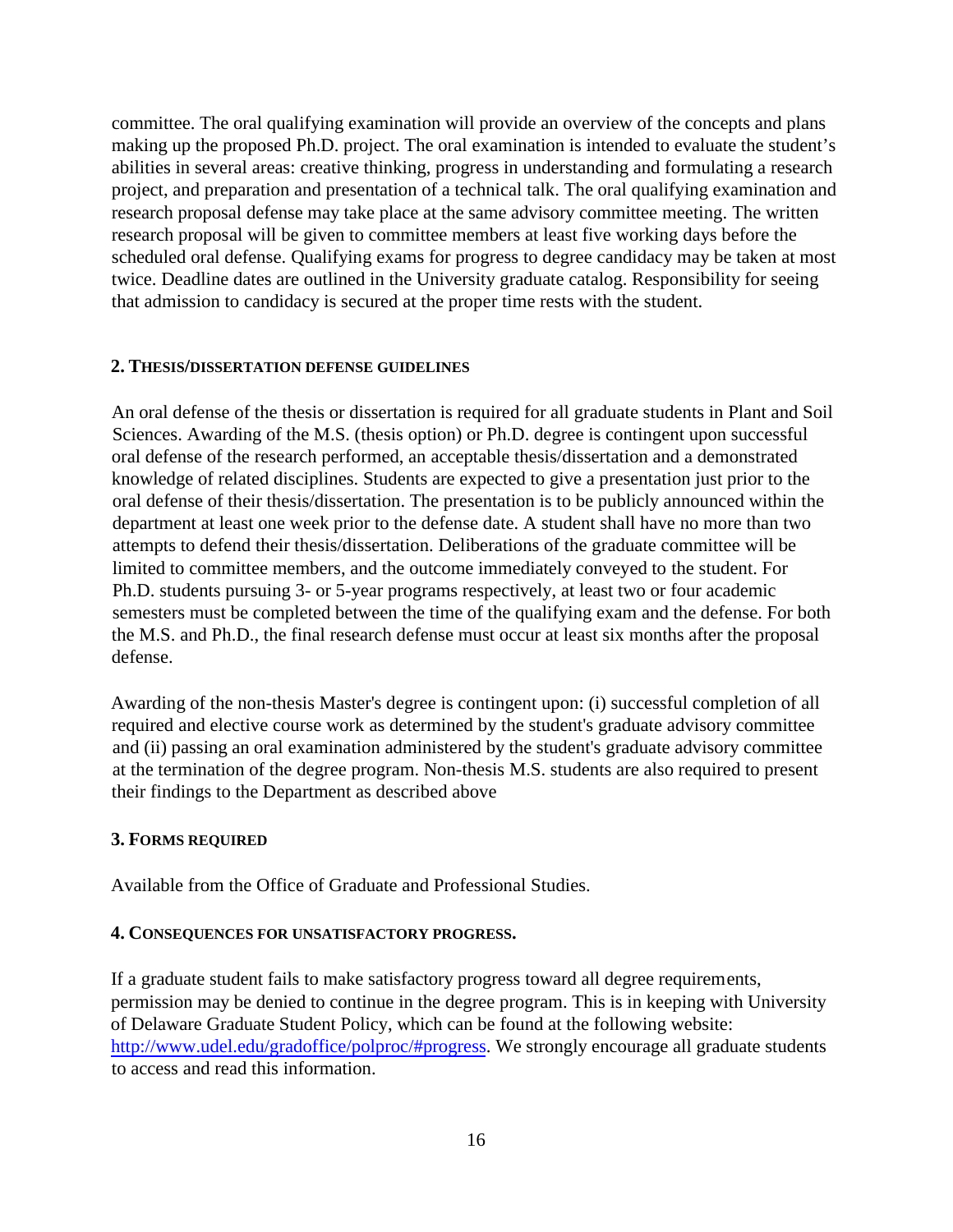committee. The oral qualifying examination will provide an overview of the concepts and plans making up the proposed Ph.D. project. The oral examination is intended to evaluate the student's abilities in several areas: creative thinking, progress in understanding and formulating a research project, and preparation and presentation of a technical talk. The oral qualifying examination and research proposal defense may take place at the same advisory committee meeting. The written research proposal will be given to committee members at least five working days before the scheduled oral defense. Qualifying exams for progress to degree candidacy may be taken at most twice. Deadline dates are outlined in the University graduate catalog. Responsibility for seeing that admission to candidacy is secured at the proper time rests with the student.

#### 2. Thesis/dissertation defense guidelines

An oral defense of the thesis or dissertation is required for all graduate students in Plant and Soil Sciences. Awarding of the M.S. (thesis option) or Ph.D. degree is contingent upon successful oral defense of the research performed, an acceptable thesis/dissertation and a demonstrated knowledge of related disciplines. Students are expected to give a presentation just prior to the oral defense of their thesis/dissertation. The presentation is to be publicly announced within the department at least one week prior to the defense date. A student shall have no more than two attempts to defend their thesis/dissertation. Deliberations of the graduate committee will be limited to committee members, and the outcome immediately conveyed to the student. For Ph.D. students pursuing 3- or 5-year programs respectively, at least two or four academic semesters must be completed between the time of the qualifying exam and the defense. For both the M.S. and Ph.D., the final research defense must occur at least six months after the proposal defense.

Awarding of the non-thesis Master's degree is contingent upon: (i) successful completion of all required and elective course work as determined by the student's graduate advisory committee and (ii) passing an oral examination administered by the student's graduate advisory committee at the termination of the degree program. Non-thesis M.S. students are also required to present their findings to the Department as described above

#### 3. Forms required

Available from the Office of Graduate and Professional Studies.

#### 4. Consequences for unsatisfactory progress.

If a graduate student fails to make satisfactory progress toward all degree requirements, permission may be denied to continue in the degree program. This is in keeping with University of Delaware Graduate Student Policy, which can be found at the following website: http://www.udel.edu/gradoffice/polproc/#progress. We strongly encourage all graduate students to access and read this information.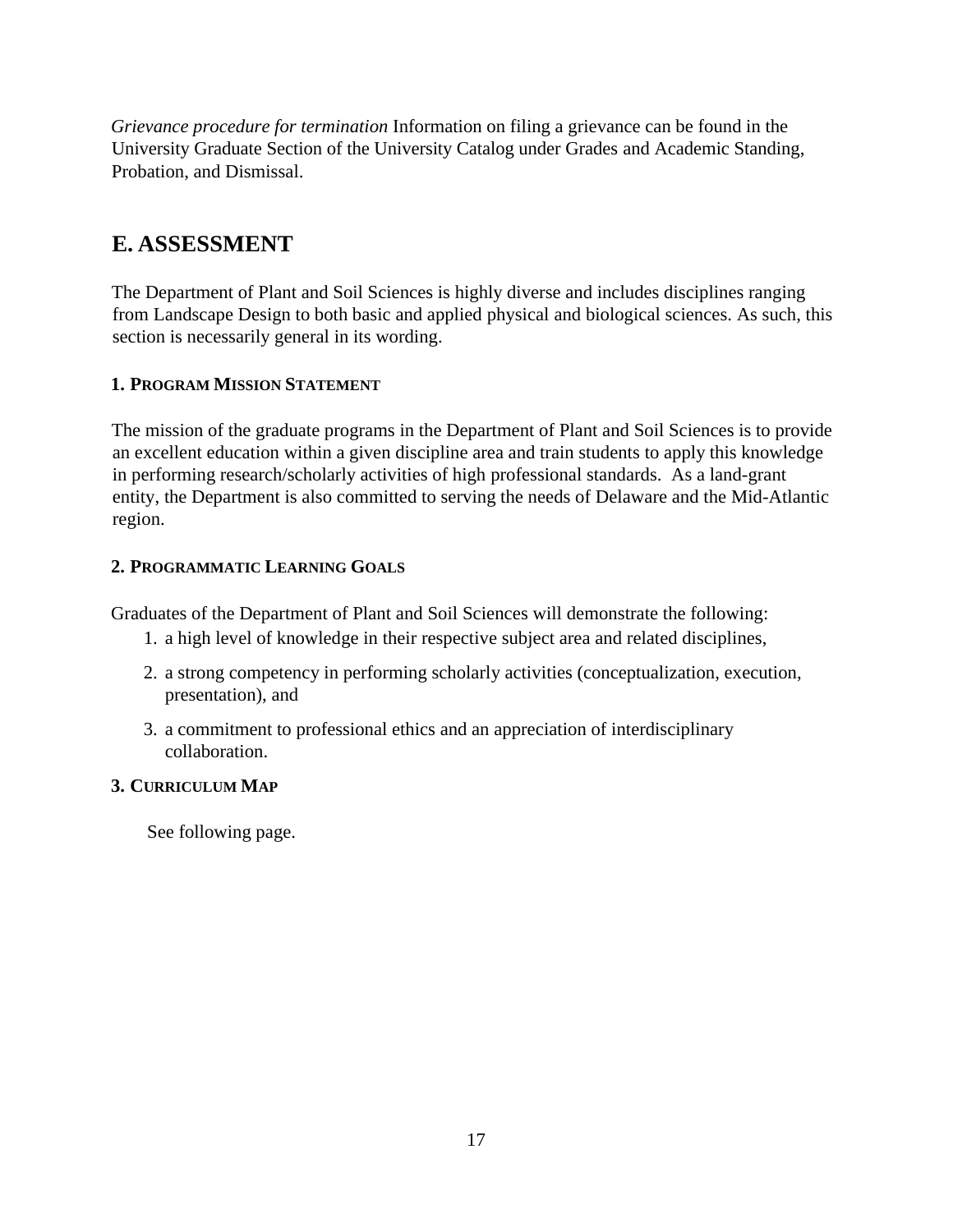*Grievance procedure for termination* Information on filing a grievance can be found in the University Graduate Section of the University Catalog under Grades and Academic Standing, Probation, and Dismissal.

## E. ASSESSMENT

The Department of Plant and Soil Sciences is highly diverse and includes disciplines ranging from Landscape Design to both basic and applied physical and biological sciences. As such, this section is necessarily general in its wording.

### 1. Program Mission Statement

The mission of the graduate programs in the Department of Plant and Soil Sciences is to provide an excellent education within a given discipline area and train students to apply this knowledge in performing research/scholarly activities of high professional standards. As a land-grant entity, the Department is also committed to serving the needs of Delaware and the Mid-Atlantic region.

### 2. Programmatic Learning Goals

Graduates of the Department of Plant and Soil Sciences will demonstrate the following:

1. a high level of knowledge in their respective subject area and related disciplines,
2. a strong competency in performing scholarly activities (conceptualization, execution, presentation), and
3. a commitment to professional ethics and an appreciation of interdisciplinary collaboration.

### 3. Curriculum Map

See following page.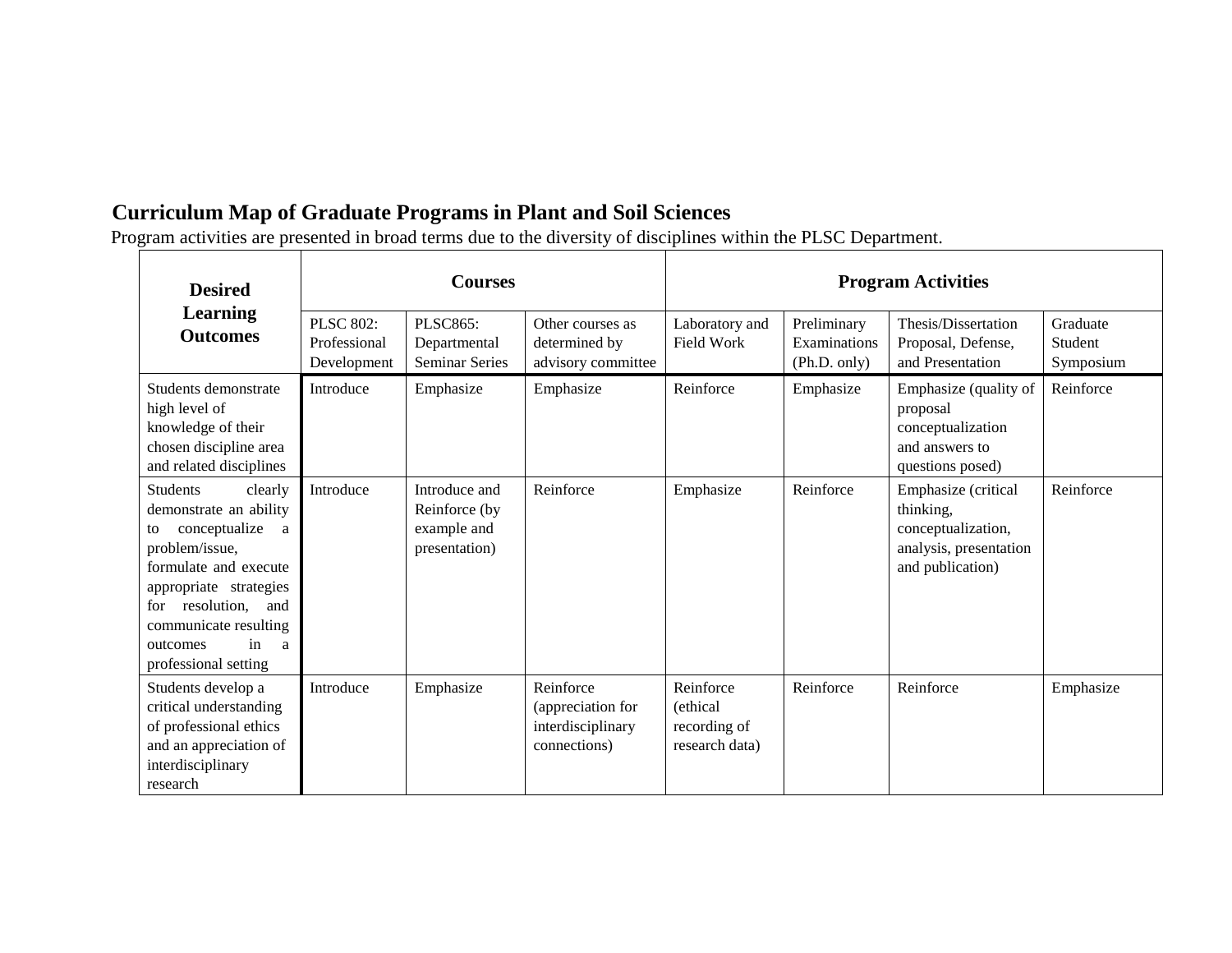## Curriculum Map of Graduate Programs in Plant and Soil Sciences

Program activities are presented in broad terms due to the diversity of disciplines within the PLSC Department.

| Desired Learning Outcomes | Courses | | | Program Activities | | | |
|---|---|---|---|---|---|---|---|
| | PLSC 802: Professional Development | PLSC865: Departmental Seminar Series | Other courses as determined by advisory committee | Laboratory and Field Work | Preliminary Examinations (Ph.D. only) | Thesis/Dissertation Proposal, Defense, and Presentation | Graduate Student Symposium |
| Students demonstrate high level of knowledge of their chosen discipline area and related disciplines | Introduce | Emphasize | Emphasize | Reinforce | Emphasize | Emphasize (quality of proposal conceptualization and answers to questions posed) | Reinforce |
| Students clearly demonstrate an ability to conceptualize a problem/issue, formulate and execute appropriate strategies for resolution, and communicate resulting outcomes in a professional setting | Introduce | Introduce and Reinforce (by example and presentation) | Reinforce | Emphasize | Reinforce | Emphasize (critical thinking, conceptualization, analysis, presentation and publication) | Reinforce |
| Students develop a critical understanding of professional ethics and an appreciation of interdisciplinary research | Introduce | Emphasize | Reinforce (appreciation for interdisciplinary connections) | Reinforce (ethical recording of research data) | Reinforce | Reinforce | Emphasize |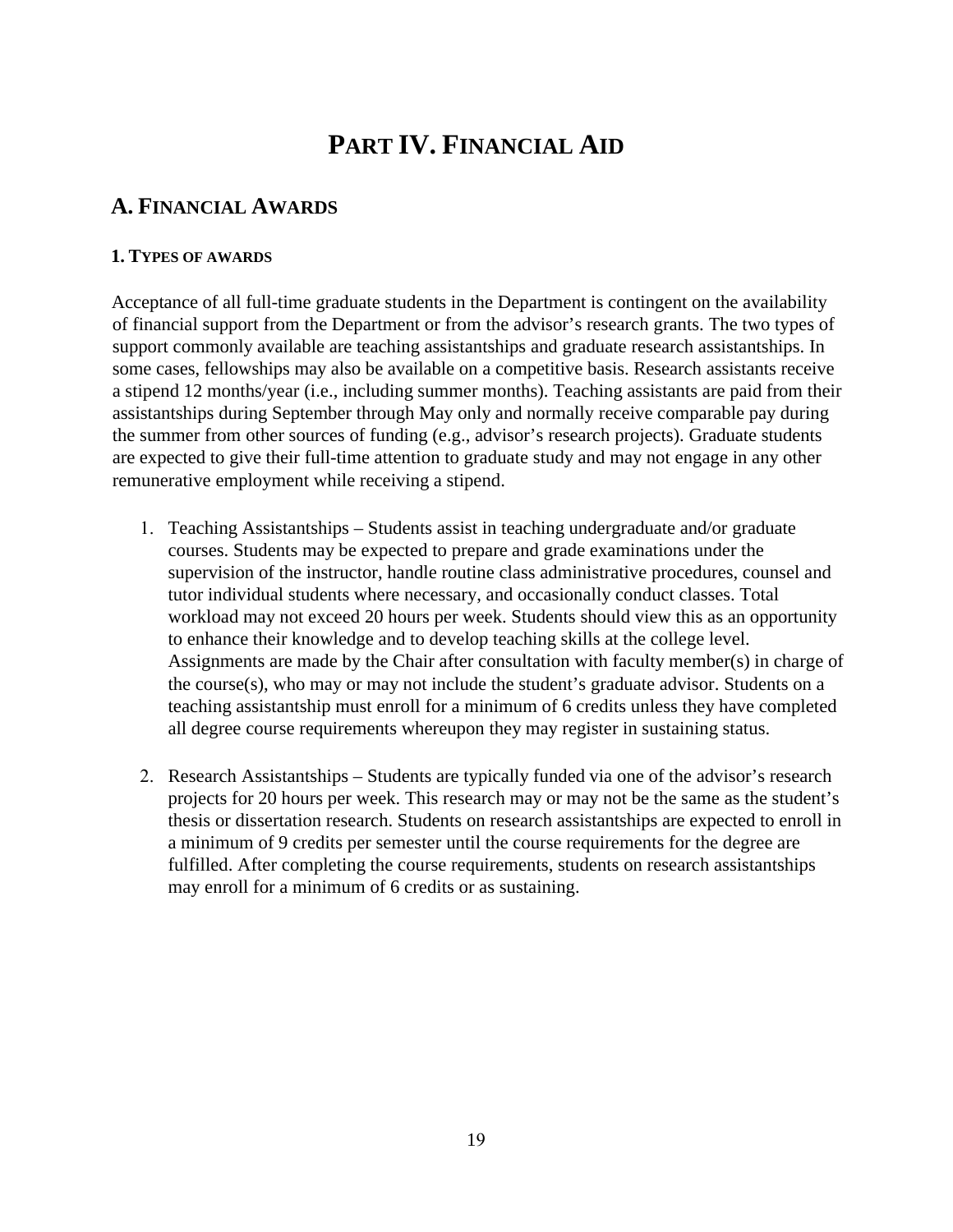# PART IV. FINANCIAL AID

## A. FINANCIAL AWARDS

### 1. TYPES OF AWARDS

Acceptance of all full-time graduate students in the Department is contingent on the availability of financial support from the Department or from the advisor's research grants. The two types of support commonly available are teaching assistantships and graduate research assistantships. In some cases, fellowships may also be available on a competitive basis. Research assistants receive a stipend 12 months/year (i.e., including summer months). Teaching assistants are paid from their assistantships during September through May only and normally receive comparable pay during the summer from other sources of funding (e.g., advisor's research projects). Graduate students are expected to give their full-time attention to graduate study and may not engage in any other remunerative employment while receiving a stipend.

1. Teaching Assistantships – Students assist in teaching undergraduate and/or graduate courses. Students may be expected to prepare and grade examinations under the supervision of the instructor, handle routine class administrative procedures, counsel and tutor individual students where necessary, and occasionally conduct classes. Total workload may not exceed 20 hours per week. Students should view this as an opportunity to enhance their knowledge and to develop teaching skills at the college level. Assignments are made by the Chair after consultation with faculty member(s) in charge of the course(s), who may or may not include the student's graduate advisor. Students on a teaching assistantship must enroll for a minimum of 6 credits unless they have completed all degree course requirements whereupon they may register in sustaining status.

2. Research Assistantships – Students are typically funded via one of the advisor's research projects for 20 hours per week. This research may or may not be the same as the student's thesis or dissertation research. Students on research assistantships are expected to enroll in a minimum of 9 credits per semester until the course requirements for the degree are fulfilled. After completing the course requirements, students on research assistantships may enroll for a minimum of 6 credits or as sustaining.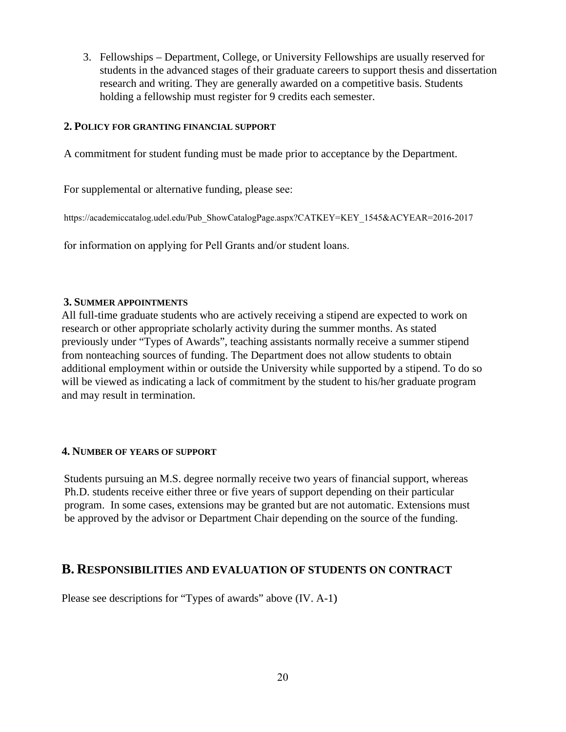3. Fellowships – Department, College, or University Fellowships are usually reserved for students in the advanced stages of their graduate careers to support thesis and dissertation research and writing. They are generally awarded on a competitive basis. Students holding a fellowship must register for 9 credits each semester.

### 2. POLICY FOR GRANTING FINANCIAL SUPPORT

A commitment for student funding must be made prior to acceptance by the Department.

For supplemental or alternative funding, please see:

https://academiccatalog.udel.edu/Pub_ShowCatalogPage.aspx?CATKEY=KEY_1545&ACYEAR=2016-2017

for information on applying for Pell Grants and/or student loans.

### 3. SUMMER APPOINTMENTS

All full-time graduate students who are actively receiving a stipend are expected to work on research or other appropriate scholarly activity during the summer months. As stated previously under "Types of Awards", teaching assistants normally receive a summer stipend from nonteaching sources of funding. The Department does not allow students to obtain additional employment within or outside the University while supported by a stipend. To do so will be viewed as indicating a lack of commitment by the student to his/her graduate program and may result in termination.

### 4. NUMBER OF YEARS OF SUPPORT

Students pursuing an M.S. degree normally receive two years of financial support, whereas Ph.D. students receive either three or five years of support depending on their particular program. In some cases, extensions may be granted but are not automatic. Extensions must be approved by the advisor or Department Chair depending on the source of the funding.

## B. RESPONSIBILITIES AND EVALUATION OF STUDENTS ON CONTRACT

Please see descriptions for "Types of awards" above (IV. A-1)